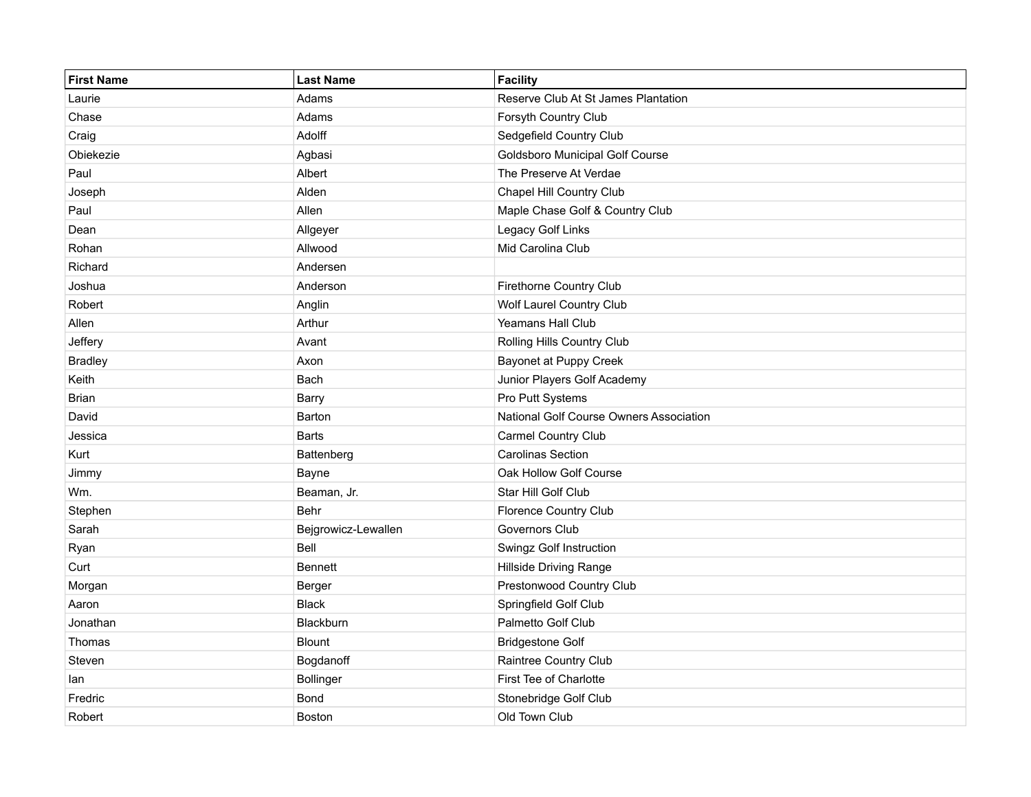| First Name | Last Name | Facility |
| --- | --- | --- |
| Laurie | Adams | Reserve Club At St James Plantation |
| Chase | Adams | Forsyth Country Club |
| Craig | Adolff | Sedgefield Country Club |
| Obiekezie | Agbasi | Goldsboro Municipal Golf Course |
| Paul | Albert | The Preserve At Verdae |
| Joseph | Alden | Chapel Hill Country Club |
| Paul | Allen | Maple Chase Golf & Country Club |
| Dean | Allgeyer | Legacy Golf Links |
| Rohan | Allwood | Mid Carolina Club |
| Richard | Andersen | |
| Joshua | Anderson | Firethorne Country Club |
| Robert | Anglin | Wolf Laurel Country Club |
| Allen | Arthur | Yeamans Hall Club |
| Jeffery | Avant | Rolling Hills Country Club |
| Bradley | Axon | Bayonet at Puppy Creek |
| Keith | Bach | Junior Players Golf Academy |
| Brian | Barry | Pro Putt Systems |
| David | Barton | National Golf Course Owners Association |
| Jessica | Barts | Carmel Country Club |
| Kurt | Battenberg | Carolinas Section |
| Jimmy | Bayne | Oak Hollow Golf Course |
| Wm. | Beaman, Jr. | Star Hill Golf Club |
| Stephen | Behr | Florence Country Club |
| Sarah | Bejgrowicz-Lewallen | Governors Club |
| Ryan | Bell | Swingz Golf Instruction |
| Curt | Bennett | Hillside Driving Range |
| Morgan | Berger | Prestonwood Country Club |
| Aaron | Black | Springfield Golf Club |
| Jonathan | Blackburn | Palmetto Golf Club |
| Thomas | Blount | Bridgestone Golf |
| Steven | Bogdanoff | Raintree Country Club |
| Ian | Bollinger | First Tee of Charlotte |
| Fredric | Bond | Stonebridge Golf Club |
| Robert | Boston | Old Town Club |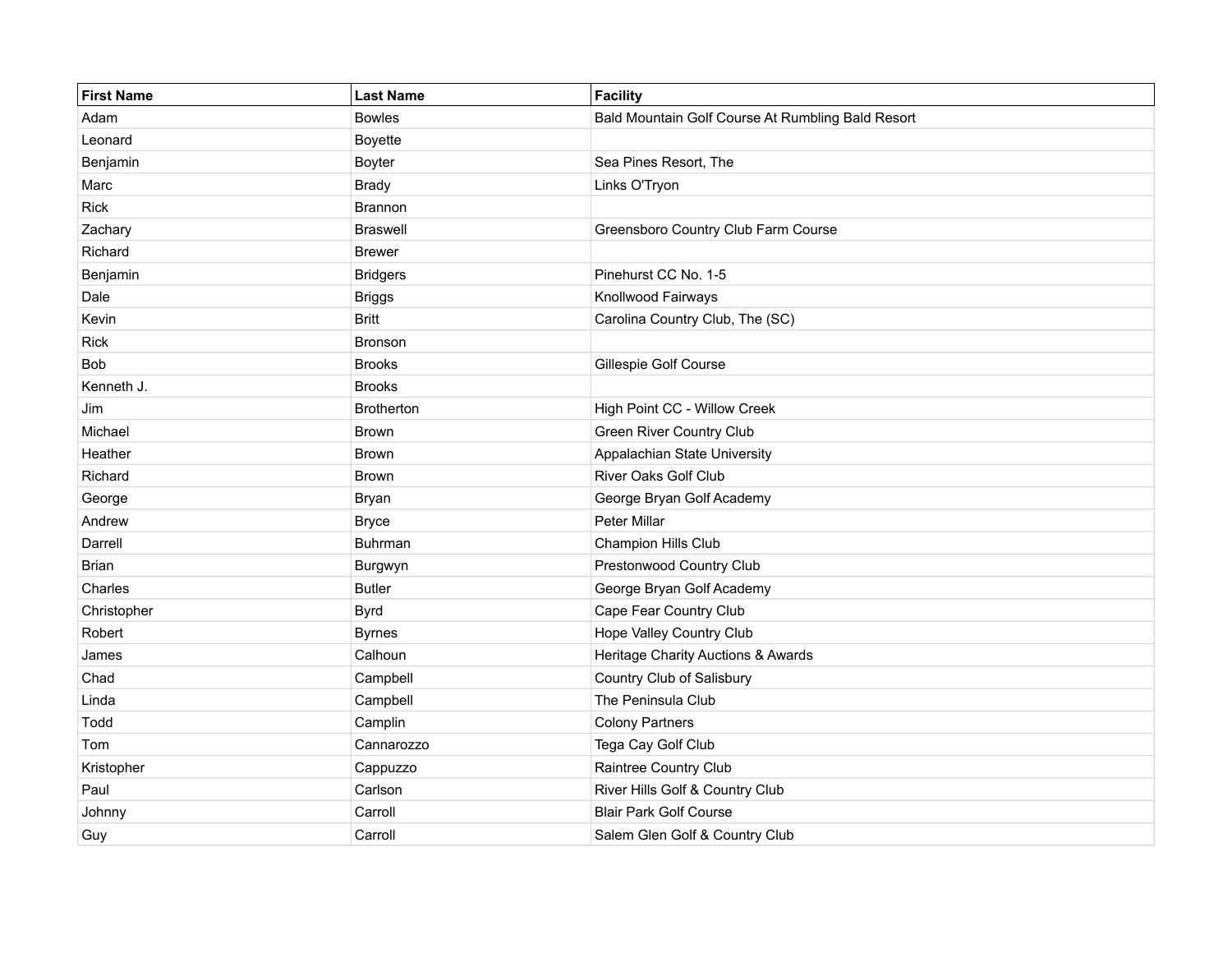| First Name | Last Name | Facility |
| --- | --- | --- |
| Adam | Bowles | Bald Mountain Golf Course At Rumbling Bald Resort |
| Leonard | Boyette | |
| Benjamin | Boyter | Sea Pines Resort, The |
| Marc | Brady | Links O'Tryon |
| Rick | Brannon | |
| Zachary | Braswell | Greensboro Country Club Farm Course |
| Richard | Brewer | |
| Benjamin | Bridgers | Pinehurst CC No. 1-5 |
| Dale | Briggs | Knollwood Fairways |
| Kevin | Britt | Carolina Country Club, The (SC) |
| Rick | Bronson | |
| Bob | Brooks | Gillespie Golf Course |
| Kenneth J. | Brooks | |
| Jim | Brotherton | High Point CC - Willow Creek |
| Michael | Brown | Green River Country Club |
| Heather | Brown | Appalachian State University |
| Richard | Brown | River Oaks Golf Club |
| George | Bryan | George Bryan Golf Academy |
| Andrew | Bryce | Peter Millar |
| Darrell | Buhrman | Champion Hills Club |
| Brian | Burgwyn | Prestonwood Country Club |
| Charles | Butler | George Bryan Golf Academy |
| Christopher | Byrd | Cape Fear Country Club |
| Robert | Byrnes | Hope Valley Country Club |
| James | Calhoun | Heritage Charity Auctions & Awards |
| Chad | Campbell | Country Club of Salisbury |
| Linda | Campbell | The Peninsula Club |
| Todd | Camplin | Colony Partners |
| Tom | Cannarozzo | Tega Cay Golf Club |
| Kristopher | Cappuzzo | Raintree Country Club |
| Paul | Carlson | River Hills Golf & Country Club |
| Johnny | Carroll | Blair Park Golf Course |
| Guy | Carroll | Salem Glen Golf & Country Club |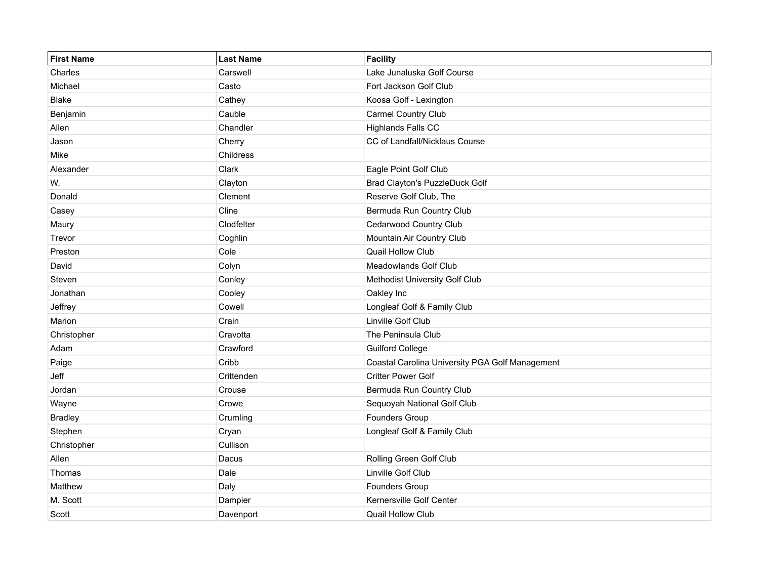| First Name | Last Name | Facility |
| --- | --- | --- |
| Charles | Carswell | Lake Junaluska Golf Course |
| Michael | Casto | Fort Jackson Golf Club |
| Blake | Cathey | Koosa Golf - Lexington |
| Benjamin | Cauble | Carmel Country Club |
| Allen | Chandler | Highlands Falls CC |
| Jason | Cherry | CC of Landfall/Nicklaus Course |
| Mike | Childress | |
| Alexander | Clark | Eagle Point Golf Club |
| W. | Clayton | Brad Clayton's PuzzleDuck Golf |
| Donald | Clement | Reserve Golf Club, The |
| Casey | Cline | Bermuda Run Country Club |
| Maury | Clodfelter | Cedarwood Country Club |
| Trevor | Coghlin | Mountain Air Country Club |
| Preston | Cole | Quail Hollow Club |
| David | Colyn | Meadowlands Golf Club |
| Steven | Conley | Methodist University Golf Club |
| Jonathan | Cooley | Oakley Inc |
| Jeffrey | Cowell | Longleaf Golf & Family Club |
| Marion | Crain | Linville Golf Club |
| Christopher | Cravotta | The Peninsula Club |
| Adam | Crawford | Guilford College |
| Paige | Cribb | Coastal Carolina University PGA Golf Management |
| Jeff | Crittenden | Critter Power Golf |
| Jordan | Crouse | Bermuda Run Country Club |
| Wayne | Crowe | Sequoyah National Golf Club |
| Bradley | Crumling | Founders Group |
| Stephen | Cryan | Longleaf Golf & Family Club |
| Christopher | Cullison | |
| Allen | Dacus | Rolling Green Golf Club |
| Thomas | Dale | Linville Golf Club |
| Matthew | Daly | Founders Group |
| M. Scott | Dampier | Kernersville Golf Center |
| Scott | Davenport | Quail Hollow Club |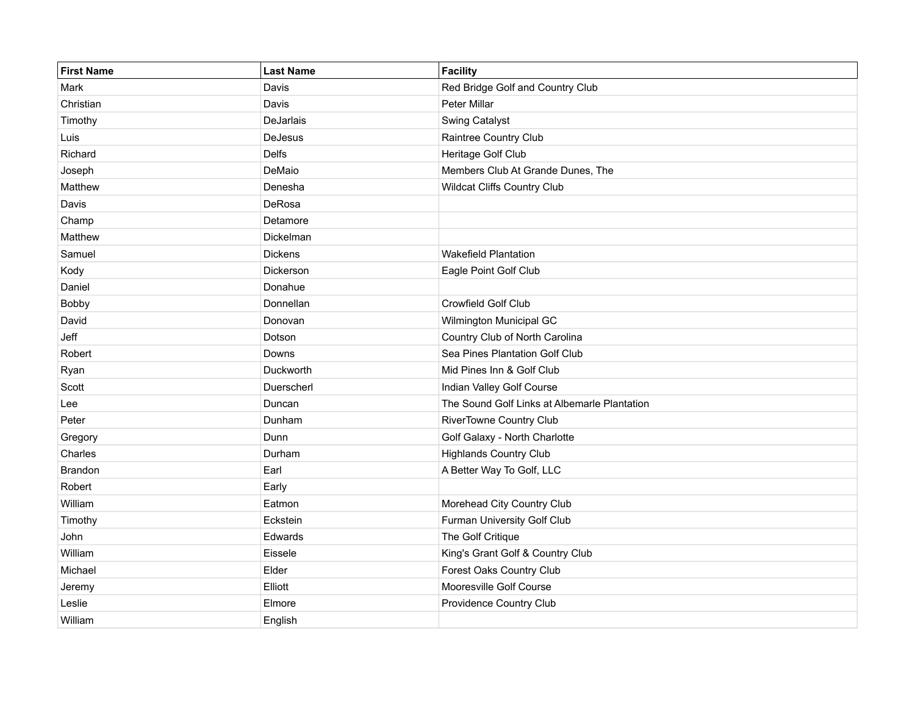| First Name | Last Name | Facility |
| --- | --- | --- |
| Mark | Davis | Red Bridge Golf and Country Club |
| Christian | Davis | Peter Millar |
| Timothy | DeJarlais | Swing Catalyst |
| Luis | DeJesus | Raintree Country Club |
| Richard | Delfs | Heritage Golf Club |
| Joseph | DeMaio | Members Club At Grande Dunes, The |
| Matthew | Denesha | Wildcat Cliffs Country Club |
| Davis | DeRosa | |
| Champ | Detamore | |
| Matthew | Dickelman | |
| Samuel | Dickens | Wakefield Plantation |
| Kody | Dickerson | Eagle Point Golf Club |
| Daniel | Donahue | |
| Bobby | Donnellan | Crowfield Golf Club |
| David | Donovan | Wilmington Municipal GC |
| Jeff | Dotson | Country Club of North Carolina |
| Robert | Downs | Sea Pines Plantation Golf Club |
| Ryan | Duckworth | Mid Pines Inn & Golf Club |
| Scott | Duerscherl | Indian Valley Golf Course |
| Lee | Duncan | The Sound Golf Links at Albemarle Plantation |
| Peter | Dunham | RiverTowne Country Club |
| Gregory | Dunn | Golf Galaxy - North Charlotte |
| Charles | Durham | Highlands Country Club |
| Brandon | Earl | A Better Way To Golf, LLC |
| Robert | Early | |
| William | Eatmon | Morehead City Country Club |
| Timothy | Eckstein | Furman University Golf Club |
| John | Edwards | The Golf Critique |
| William | Eissele | King's Grant Golf & Country Club |
| Michael | Elder | Forest Oaks Country Club |
| Jeremy | Elliott | Mooresville Golf Course |
| Leslie | Elmore | Providence Country Club |
| William | English | |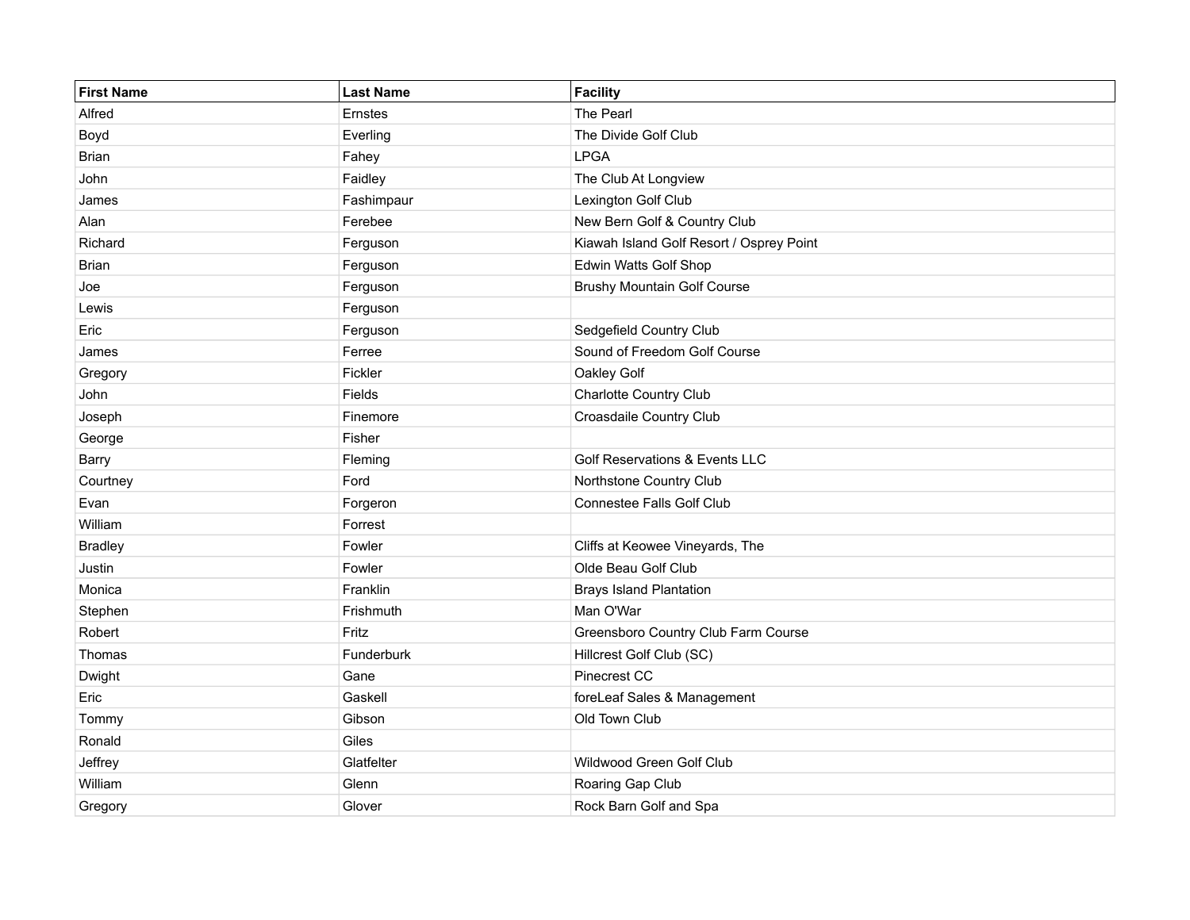| First Name | Last Name | Facility |
| --- | --- | --- |
| Alfred | Ernstes | The Pearl |
| Boyd | Everling | The Divide Golf Club |
| Brian | Fahey | LPGA |
| John | Faidley | The Club At Longview |
| James | Fashimpaur | Lexington Golf Club |
| Alan | Ferebee | New Bern Golf & Country Club |
| Richard | Ferguson | Kiawah Island Golf Resort / Osprey Point |
| Brian | Ferguson | Edwin Watts Golf Shop |
| Joe | Ferguson | Brushy Mountain Golf Course |
| Lewis | Ferguson | |
| Eric | Ferguson | Sedgefield Country Club |
| James | Ferree | Sound of Freedom Golf Course |
| Gregory | Fickler | Oakley Golf |
| John | Fields | Charlotte Country Club |
| Joseph | Finemore | Croasdaile Country Club |
| George | Fisher | |
| Barry | Fleming | Golf Reservations & Events LLC |
| Courtney | Ford | Northstone Country Club |
| Evan | Forgeron | Connestee Falls Golf Club |
| William | Forrest | |
| Bradley | Fowler | Cliffs at Keowee Vineyards, The |
| Justin | Fowler | Olde Beau Golf Club |
| Monica | Franklin | Brays Island Plantation |
| Stephen | Frishmuth | Man O'War |
| Robert | Fritz | Greensboro Country Club Farm Course |
| Thomas | Funderburk | Hillcrest Golf Club (SC) |
| Dwight | Gane | Pinecrest CC |
| Eric | Gaskell | foreLeaf Sales & Management |
| Tommy | Gibson | Old Town Club |
| Ronald | Giles | |
| Jeffrey | Glatfelter | Wildwood Green Golf Club |
| William | Glenn | Roaring Gap Club |
| Gregory | Glover | Rock Barn Golf and Spa |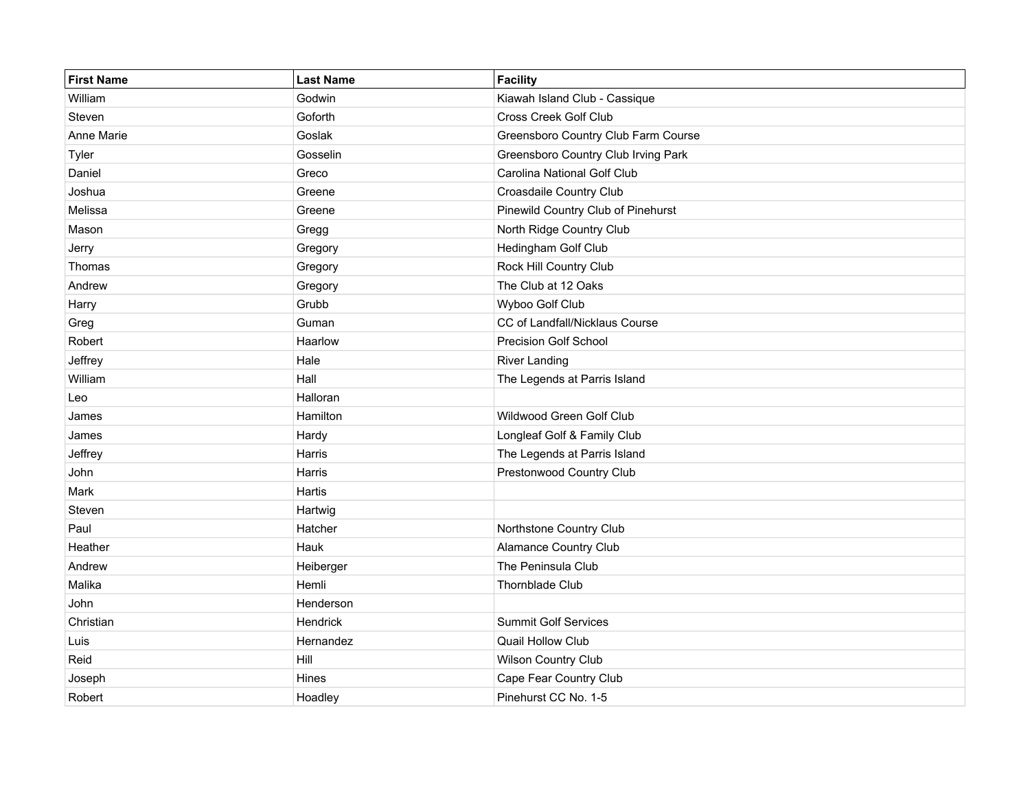| First Name | Last Name | Facility |
| --- | --- | --- |
| William | Godwin | Kiawah Island Club - Cassique |
| Steven | Goforth | Cross Creek Golf Club |
| Anne Marie | Goslak | Greensboro Country Club Farm Course |
| Tyler | Gosselin | Greensboro Country Club Irving Park |
| Daniel | Greco | Carolina National Golf Club |
| Joshua | Greene | Croasdaile Country Club |
| Melissa | Greene | Pinewild Country Club of Pinehurst |
| Mason | Gregg | North Ridge Country Club |
| Jerry | Gregory | Hedingham Golf Club |
| Thomas | Gregory | Rock Hill Country Club |
| Andrew | Gregory | The Club at 12 Oaks |
| Harry | Grubb | Wyboo Golf Club |
| Greg | Guman | CC of Landfall/Nicklaus Course |
| Robert | Haarlow | Precision Golf School |
| Jeffrey | Hale | River Landing |
| William | Hall | The Legends at Parris Island |
| Leo | Halloran | |
| James | Hamilton | Wildwood Green Golf Club |
| James | Hardy | Longleaf Golf & Family Club |
| Jeffrey | Harris | The Legends at Parris Island |
| John | Harris | Prestonwood Country Club |
| Mark | Hartis | |
| Steven | Hartwig | |
| Paul | Hatcher | Northstone Country Club |
| Heather | Hauk | Alamance Country Club |
| Andrew | Heiberger | The Peninsula Club |
| Malika | Hemli | Thornblade Club |
| John | Henderson | |
| Christian | Hendrick | Summit Golf Services |
| Luis | Hernandez | Quail Hollow Club |
| Reid | Hill | Wilson Country Club |
| Joseph | Hines | Cape Fear Country Club |
| Robert | Hoadley | Pinehurst CC No. 1-5 |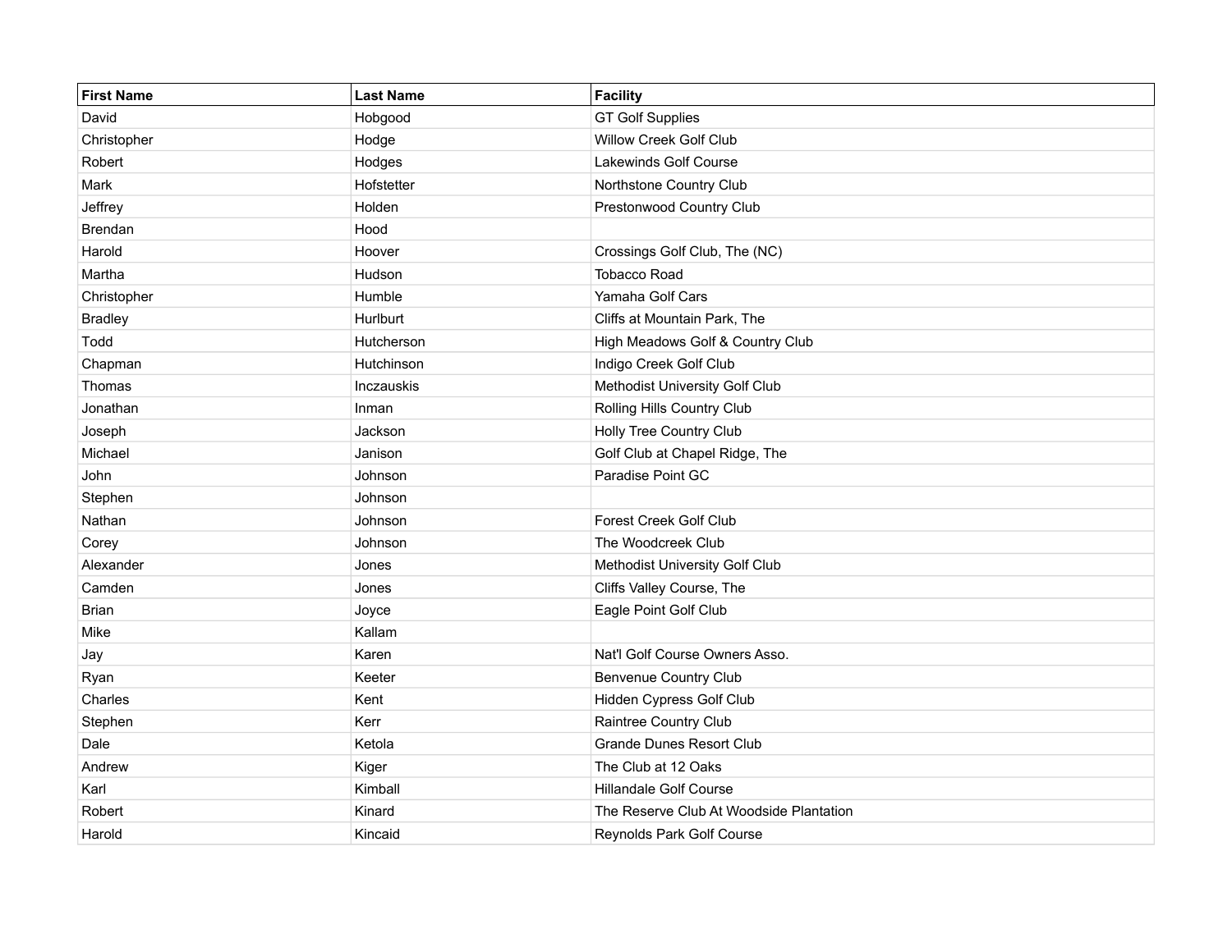| First Name | Last Name | Facility |
| --- | --- | --- |
| David | Hobgood | GT Golf Supplies |
| Christopher | Hodge | Willow Creek Golf Club |
| Robert | Hodges | Lakewinds Golf Course |
| Mark | Hofstetter | Northstone Country Club |
| Jeffrey | Holden | Prestonwood Country Club |
| Brendan | Hood | |
| Harold | Hoover | Crossings Golf Club, The (NC) |
| Martha | Hudson | Tobacco Road |
| Christopher | Humble | Yamaha Golf Cars |
| Bradley | Hurlburt | Cliffs at Mountain Park, The |
| Todd | Hutcherson | High Meadows Golf & Country Club |
| Chapman | Hutchinson | Indigo Creek Golf Club |
| Thomas | Inczauskis | Methodist University Golf Club |
| Jonathan | Inman | Rolling Hills Country Club |
| Joseph | Jackson | Holly Tree Country Club |
| Michael | Janison | Golf Club at Chapel Ridge, The |
| John | Johnson | Paradise Point GC |
| Stephen | Johnson | |
| Nathan | Johnson | Forest Creek Golf Club |
| Corey | Johnson | The Woodcreek Club |
| Alexander | Jones | Methodist University Golf Club |
| Camden | Jones | Cliffs Valley Course, The |
| Brian | Joyce | Eagle Point Golf Club |
| Mike | Kallam | |
| Jay | Karen | Nat'l Golf Course Owners Asso. |
| Ryan | Keeter | Benvenue Country Club |
| Charles | Kent | Hidden Cypress Golf Club |
| Stephen | Kerr | Raintree Country Club |
| Dale | Ketola | Grande Dunes Resort Club |
| Andrew | Kiger | The Club at 12 Oaks |
| Karl | Kimball | Hillandale Golf Course |
| Robert | Kinard | The Reserve Club At Woodside Plantation |
| Harold | Kincaid | Reynolds Park Golf Course |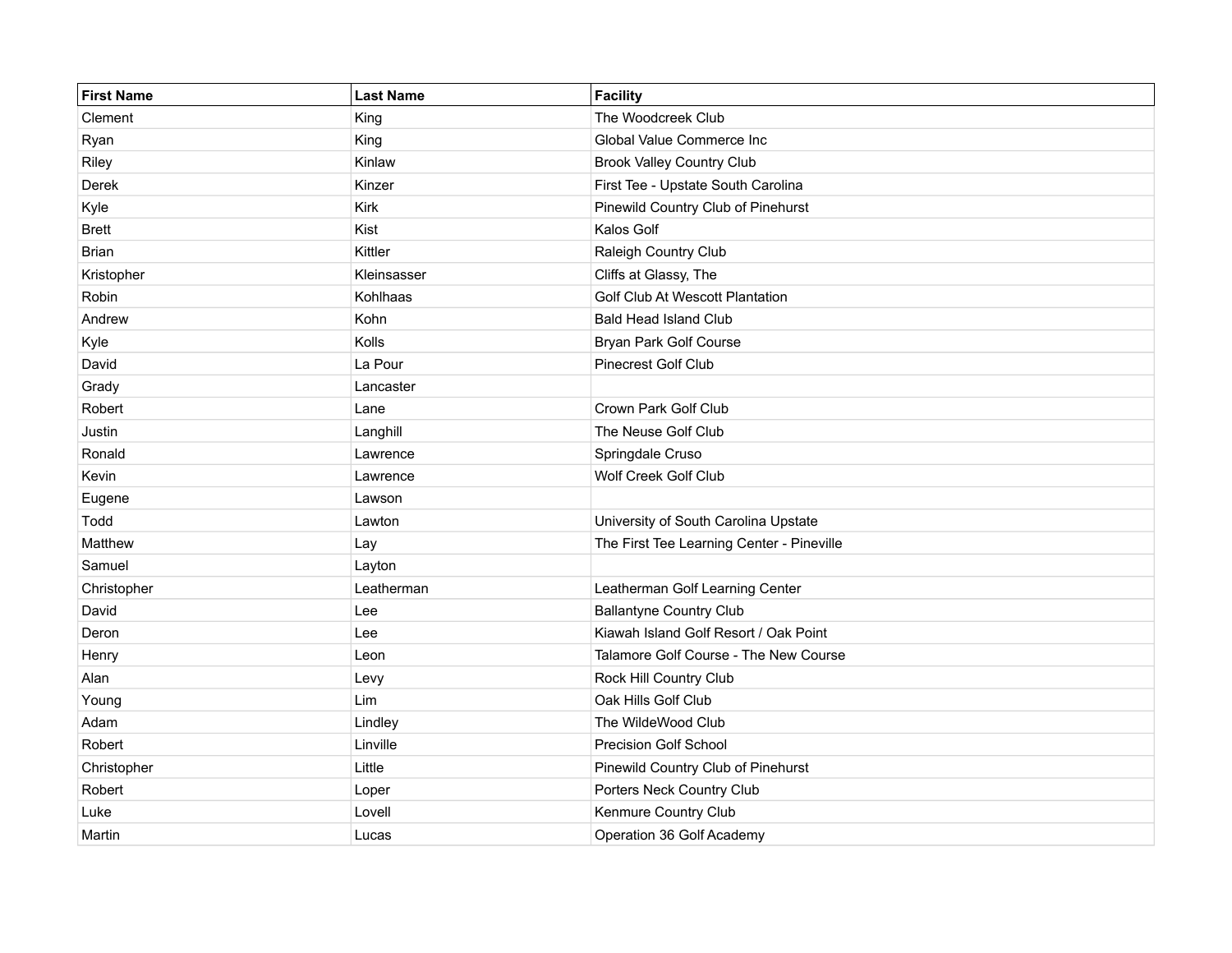| First Name | Last Name | Facility |
|---|---|---|
| Clement | King | The Woodcreek Club |
| Ryan | King | Global Value Commerce Inc |
| Riley | Kinlaw | Brook Valley Country Club |
| Derek | Kinzer | First Tee - Upstate South Carolina |
| Kyle | Kirk | Pinewild Country Club of Pinehurst |
| Brett | Kist | Kalos Golf |
| Brian | Kittler | Raleigh Country Club |
| Kristopher | Kleinsasser | Cliffs at Glassy, The |
| Robin | Kohlhaas | Golf Club At Wescott Plantation |
| Andrew | Kohn | Bald Head Island Club |
| Kyle | Kolls | Bryan Park Golf Course |
| David | La Pour | Pinecrest Golf Club |
| Grady | Lancaster | |
| Robert | Lane | Crown Park Golf Club |
| Justin | Langhill | The Neuse Golf Club |
| Ronald | Lawrence | Springdale Cruso |
| Kevin | Lawrence | Wolf Creek Golf Club |
| Eugene | Lawson | |
| Todd | Lawton | University of South Carolina Upstate |
| Matthew | Lay | The First Tee Learning Center - Pineville |
| Samuel | Layton | |
| Christopher | Leatherman | Leatherman Golf Learning Center |
| David | Lee | Ballantyne Country Club |
| Deron | Lee | Kiawah Island Golf Resort / Oak Point |
| Henry | Leon | Talamore Golf Course - The New Course |
| Alan | Levy | Rock Hill Country Club |
| Young | Lim | Oak Hills Golf Club |
| Adam | Lindley | The WildeWood Club |
| Robert | Linville | Precision Golf School |
| Christopher | Little | Pinewild Country Club of Pinehurst |
| Robert | Loper | Porters Neck Country Club |
| Luke | Lovell | Kenmure Country Club |
| Martin | Lucas | Operation 36 Golf Academy |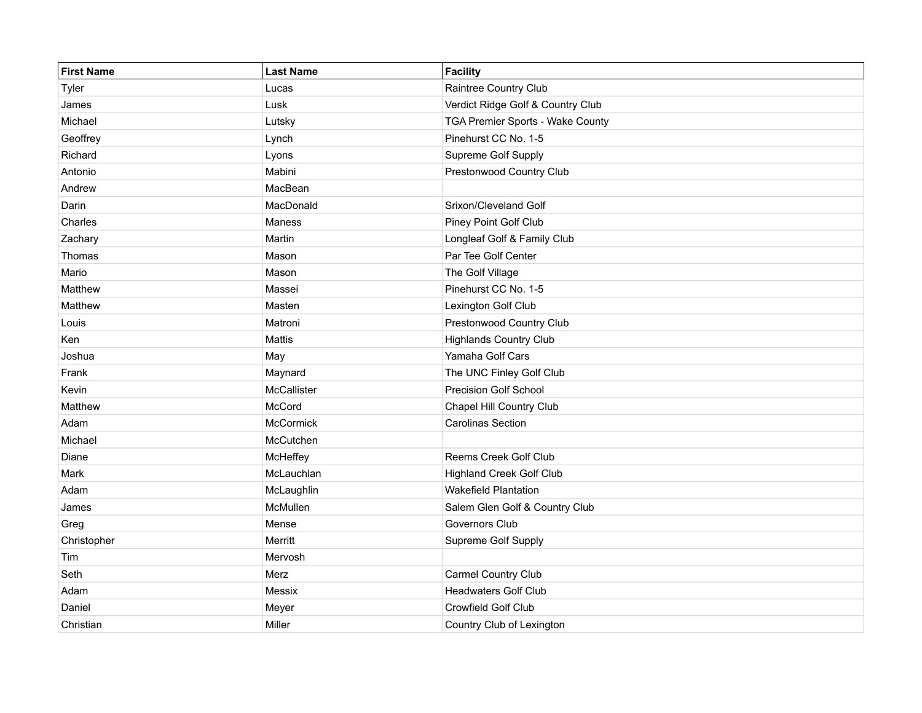| First Name | Last Name | Facility |
| --- | --- | --- |
| Tyler | Lucas | Raintree Country Club |
| James | Lusk | Verdict Ridge Golf & Country Club |
| Michael | Lutsky | TGA Premier Sports - Wake County |
| Geoffrey | Lynch | Pinehurst CC No. 1-5 |
| Richard | Lyons | Supreme Golf Supply |
| Antonio | Mabini | Prestonwood Country Club |
| Andrew | MacBean | |
| Darin | MacDonald | Srixon/Cleveland Golf |
| Charles | Maness | Piney Point Golf Club |
| Zachary | Martin | Longleaf Golf & Family Club |
| Thomas | Mason | Par Tee Golf Center |
| Mario | Mason | The Golf Village |
| Matthew | Massei | Pinehurst CC No. 1-5 |
| Matthew | Masten | Lexington Golf Club |
| Louis | Matroni | Prestonwood Country Club |
| Ken | Mattis | Highlands Country Club |
| Joshua | May | Yamaha Golf Cars |
| Frank | Maynard | The UNC Finley Golf Club |
| Kevin | McCallister | Precision Golf School |
| Matthew | McCord | Chapel Hill Country Club |
| Adam | McCormick | Carolinas Section |
| Michael | McCutchen | |
| Diane | McHeffey | Reems Creek Golf Club |
| Mark | McLauchlan | Highland Creek Golf Club |
| Adam | McLaughlin | Wakefield Plantation |
| James | McMullen | Salem Glen Golf & Country Club |
| Greg | Mense | Governors Club |
| Christopher | Merritt | Supreme Golf Supply |
| Tim | Mervosh | |
| Seth | Merz | Carmel Country Club |
| Adam | Messix | Headwaters Golf Club |
| Daniel | Meyer | Crowfield Golf Club |
| Christian | Miller | Country Club of Lexington |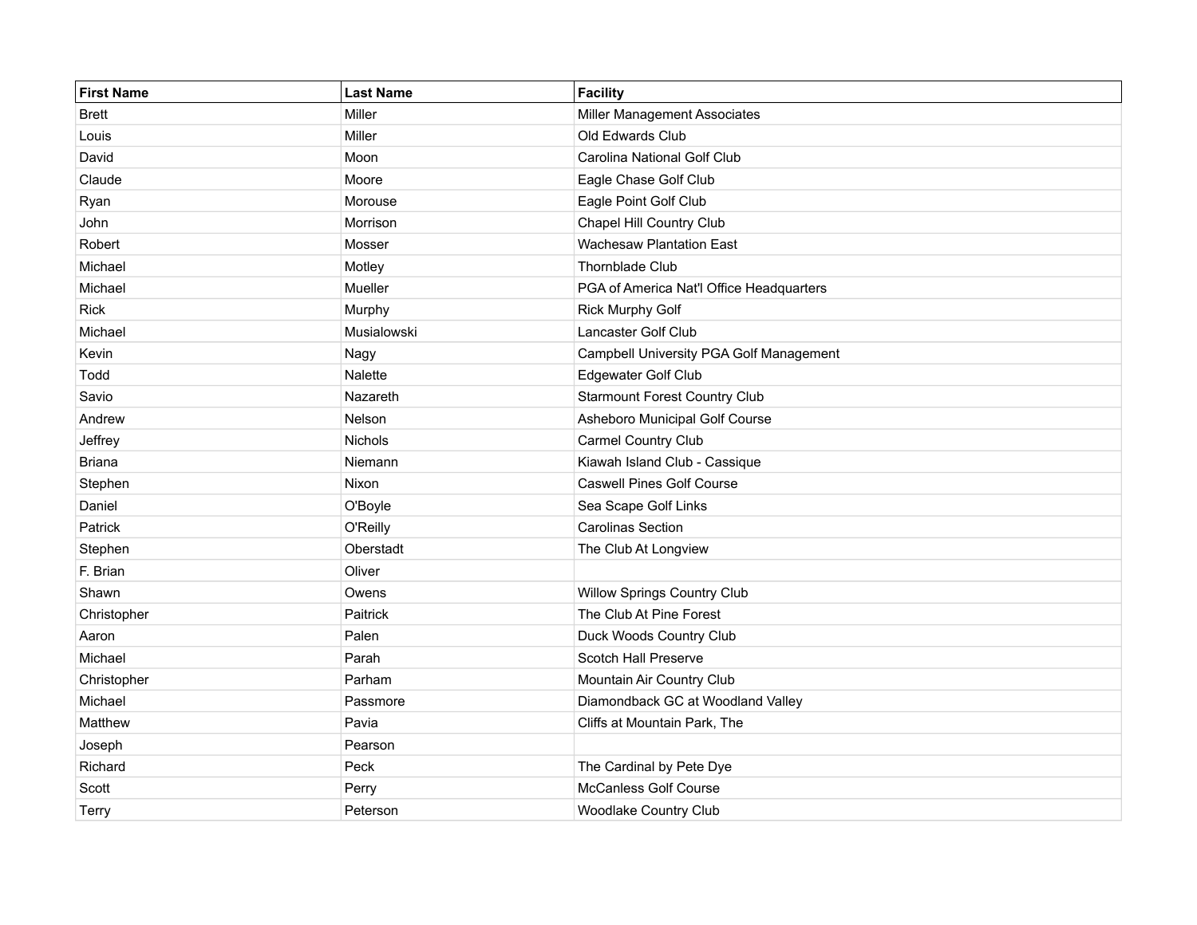| First Name | Last Name | Facility |
| --- | --- | --- |
| Brett | Miller | Miller Management Associates |
| Louis | Miller | Old Edwards Club |
| David | Moon | Carolina National Golf Club |
| Claude | Moore | Eagle Chase Golf Club |
| Ryan | Morouse | Eagle Point Golf Club |
| John | Morrison | Chapel Hill Country Club |
| Robert | Mosser | Wachesaw Plantation East |
| Michael | Motley | Thornblade Club |
| Michael | Mueller | PGA of America Nat'l Office Headquarters |
| Rick | Murphy | Rick Murphy Golf |
| Michael | Musialowski | Lancaster Golf Club |
| Kevin | Nagy | Campbell University PGA Golf Management |
| Todd | Nalette | Edgewater Golf Club |
| Savio | Nazareth | Starmount Forest Country Club |
| Andrew | Nelson | Asheboro Municipal Golf Course |
| Jeffrey | Nichols | Carmel Country Club |
| Briana | Niemann | Kiawah Island Club - Cassique |
| Stephen | Nixon | Caswell Pines Golf Course |
| Daniel | O'Boyle | Sea Scape Golf Links |
| Patrick | O'Reilly | Carolinas Section |
| Stephen | Oberstadt | The Club At Longview |
| F. Brian | Oliver | |
| Shawn | Owens | Willow Springs Country Club |
| Christopher | Paitrick | The Club At Pine Forest |
| Aaron | Palen | Duck Woods Country Club |
| Michael | Parah | Scotch Hall Preserve |
| Christopher | Parham | Mountain Air Country Club |
| Michael | Passmore | Diamondback GC at Woodland Valley |
| Matthew | Pavia | Cliffs at Mountain Park, The |
| Joseph | Pearson | |
| Richard | Peck | The Cardinal by Pete Dye |
| Scott | Perry | McCanless Golf Course |
| Terry | Peterson | Woodlake Country Club |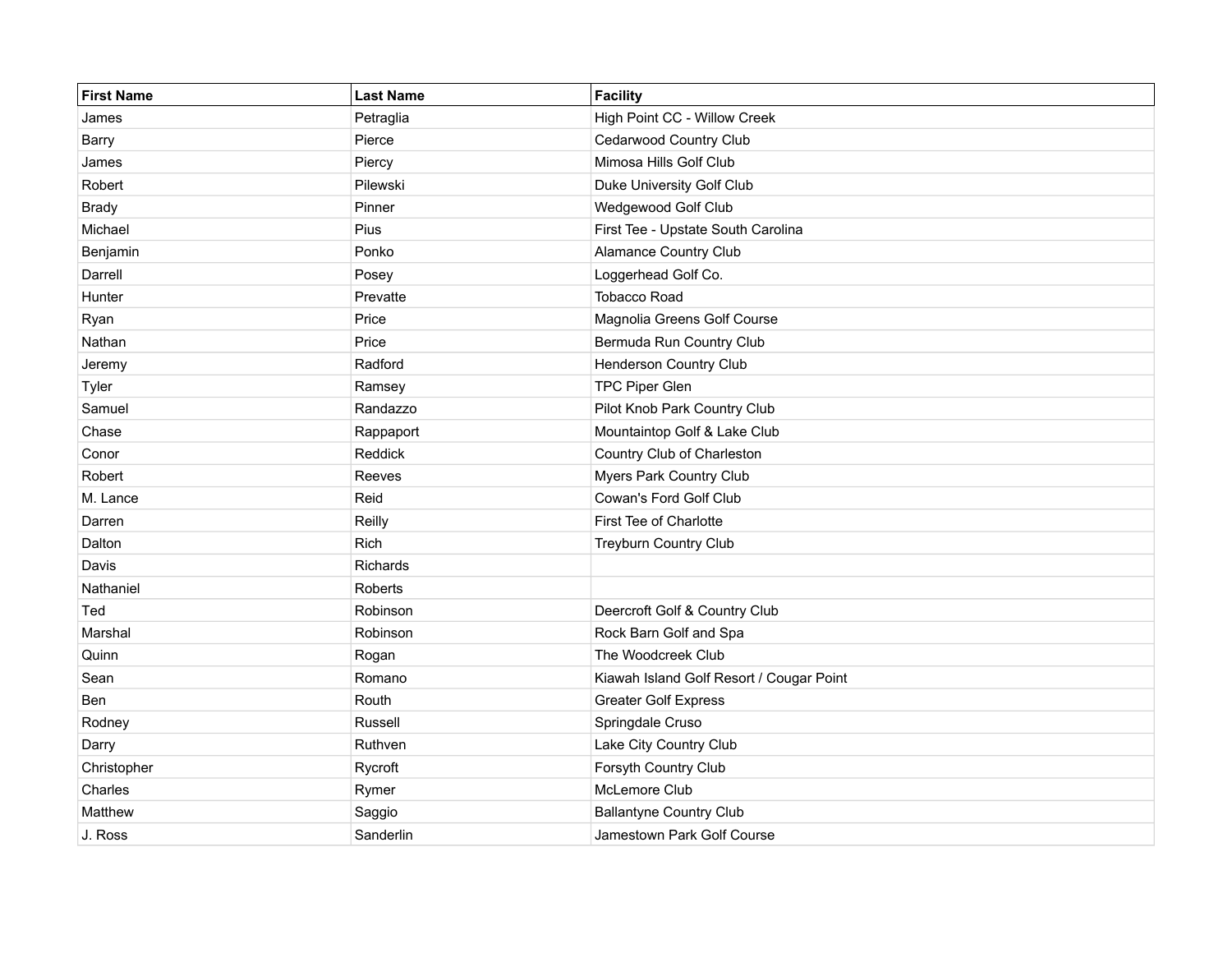| First Name | Last Name | Facility |
|---|---|---|
| James | Petraglia | High Point CC - Willow Creek |
| Barry | Pierce | Cedarwood Country Club |
| James | Piercy | Mimosa Hills Golf Club |
| Robert | Pilewski | Duke University Golf Club |
| Brady | Pinner | Wedgewood Golf Club |
| Michael | Pius | First Tee - Upstate South Carolina |
| Benjamin | Ponko | Alamance Country Club |
| Darrell | Posey | Loggerhead Golf Co. |
| Hunter | Prevatte | Tobacco Road |
| Ryan | Price | Magnolia Greens Golf Course |
| Nathan | Price | Bermuda Run Country Club |
| Jeremy | Radford | Henderson Country Club |
| Tyler | Ramsey | TPC Piper Glen |
| Samuel | Randazzo | Pilot Knob Park Country Club |
| Chase | Rappaport | Mountaintop Golf & Lake Club |
| Conor | Reddick | Country Club of Charleston |
| Robert | Reeves | Myers Park Country Club |
| M. Lance | Reid | Cowan's Ford Golf Club |
| Darren | Reilly | First Tee of Charlotte |
| Dalton | Rich | Treyburn Country Club |
| Davis | Richards | |
| Nathaniel | Roberts | |
| Ted | Robinson | Deercroft Golf & Country Club |
| Marshal | Robinson | Rock Barn Golf and Spa |
| Quinn | Rogan | The Woodcreek Club |
| Sean | Romano | Kiawah Island Golf Resort / Cougar Point |
| Ben | Routh | Greater Golf Express |
| Rodney | Russell | Springdale Cruso |
| Darry | Ruthven | Lake City Country Club |
| Christopher | Rycroft | Forsyth Country Club |
| Charles | Rymer | McLemore Club |
| Matthew | Saggio | Ballantyne Country Club |
| J. Ross | Sanderlin | Jamestown Park Golf Course |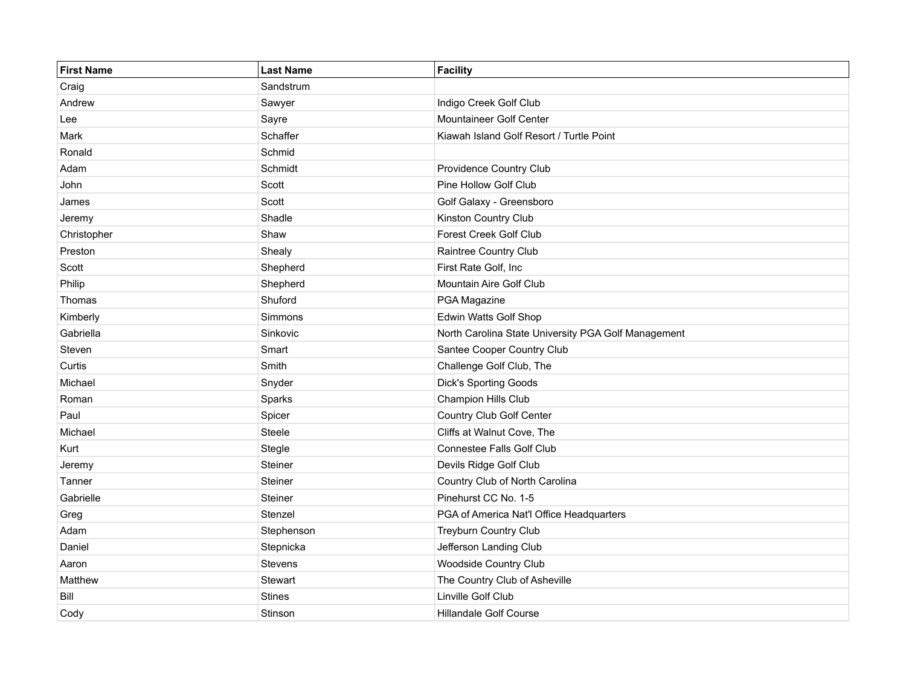| First Name | Last Name | Facility |
| --- | --- | --- |
| Craig | Sandstrum | |
| Andrew | Sawyer | Indigo Creek Golf Club |
| Lee | Sayre | Mountaineer Golf Center |
| Mark | Schaffer | Kiawah Island Golf Resort / Turtle Point |
| Ronald | Schmid | |
| Adam | Schmidt | Providence Country Club |
| John | Scott | Pine Hollow Golf Club |
| James | Scott | Golf Galaxy - Greensboro |
| Jeremy | Shadle | Kinston Country Club |
| Christopher | Shaw | Forest Creek Golf Club |
| Preston | Shealy | Raintree Country Club |
| Scott | Shepherd | First Rate Golf, Inc |
| Philip | Shepherd | Mountain Aire Golf Club |
| Thomas | Shuford | PGA Magazine |
| Kimberly | Simmons | Edwin Watts Golf Shop |
| Gabriella | Sinkovic | North Carolina State University PGA Golf Management |
| Steven | Smart | Santee Cooper Country Club |
| Curtis | Smith | Challenge Golf Club, The |
| Michael | Snyder | Dick's Sporting Goods |
| Roman | Sparks | Champion Hills Club |
| Paul | Spicer | Country Club Golf Center |
| Michael | Steele | Cliffs at Walnut Cove, The |
| Kurt | Stegle | Connestee Falls Golf Club |
| Jeremy | Steiner | Devils Ridge Golf Club |
| Tanner | Steiner | Country Club of North Carolina |
| Gabrielle | Steiner | Pinehurst CC No. 1-5 |
| Greg | Stenzel | PGA of America Nat'l Office Headquarters |
| Adam | Stephenson | Treyburn Country Club |
| Daniel | Stepnicka | Jefferson Landing Club |
| Aaron | Stevens | Woodside Country Club |
| Matthew | Stewart | The Country Club of Asheville |
| Bill | Stines | Linville Golf Club |
| Cody | Stinson | Hillandale Golf Course |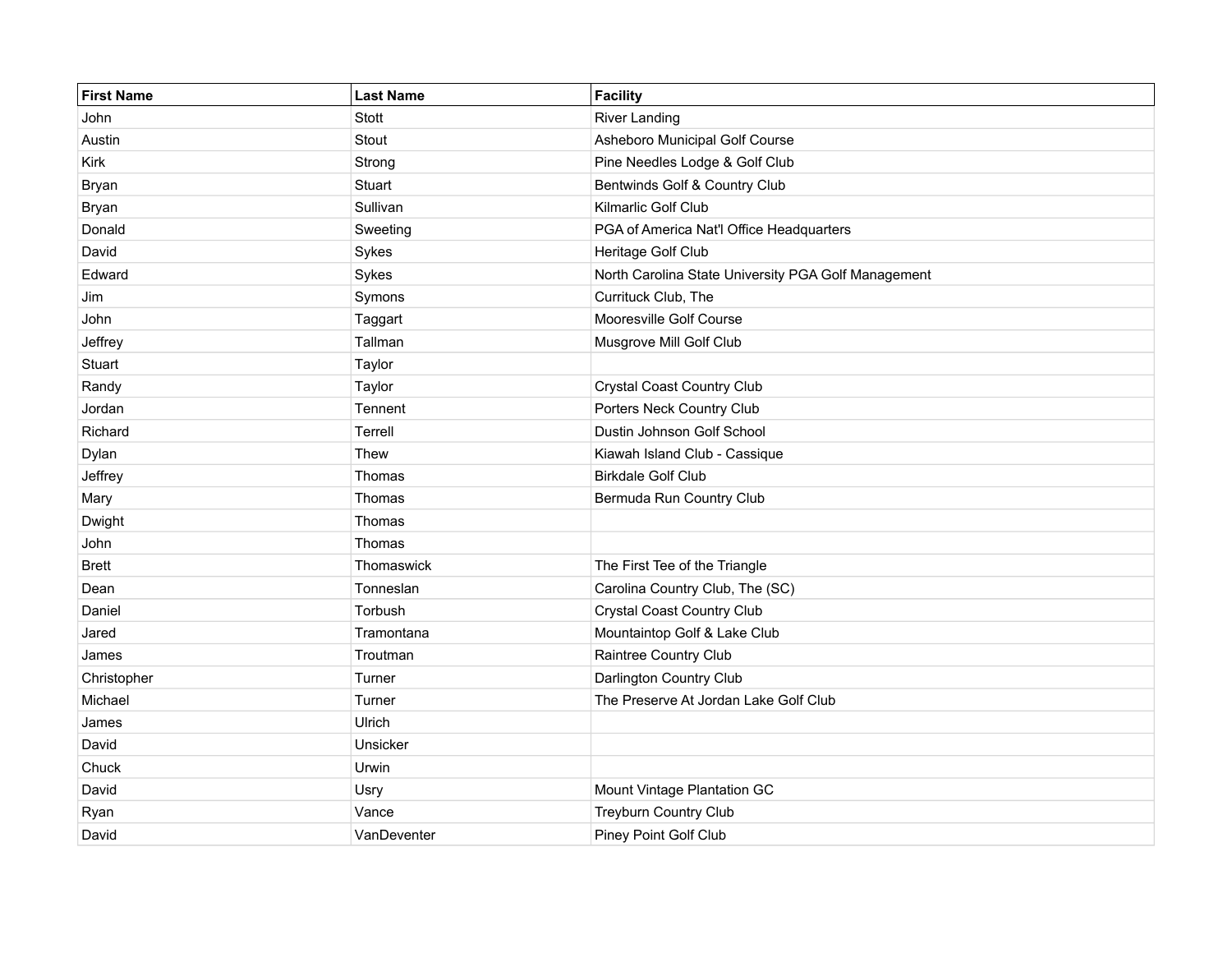| First Name | Last Name | Facility |
|---|---|---|
| John | Stott | River Landing |
| Austin | Stout | Asheboro Municipal Golf Course |
| Kirk | Strong | Pine Needles Lodge & Golf Club |
| Bryan | Stuart | Bentwinds Golf & Country Club |
| Bryan | Sullivan | Kilmarlic Golf Club |
| Donald | Sweeting | PGA of America Nat'l Office Headquarters |
| David | Sykes | Heritage Golf Club |
| Edward | Sykes | North Carolina State University PGA Golf Management |
| Jim | Symons | Currituck Club, The |
| John | Taggart | Mooresville Golf Course |
| Jeffrey | Tallman | Musgrove Mill Golf Club |
| Stuart | Taylor | |
| Randy | Taylor | Crystal Coast Country Club |
| Jordan | Tennent | Porters Neck Country Club |
| Richard | Terrell | Dustin Johnson Golf School |
| Dylan | Thew | Kiawah Island Club - Cassique |
| Jeffrey | Thomas | Birkdale Golf Club |
| Mary | Thomas | Bermuda Run Country Club |
| Dwight | Thomas | |
| John | Thomas | |
| Brett | Thomaswick | The First Tee of the Triangle |
| Dean | Tonneslan | Carolina Country Club, The (SC) |
| Daniel | Torbush | Crystal Coast Country Club |
| Jared | Tramontana | Mountaintop Golf & Lake Club |
| James | Troutman | Raintree Country Club |
| Christopher | Turner | Darlington Country Club |
| Michael | Turner | The Preserve At Jordan Lake Golf Club |
| James | Ulrich | |
| David | Unsicker | |
| Chuck | Urwin | |
| David | Usry | Mount Vintage Plantation GC |
| Ryan | Vance | Treyburn Country Club |
| David | VanDeventer | Piney Point Golf Club |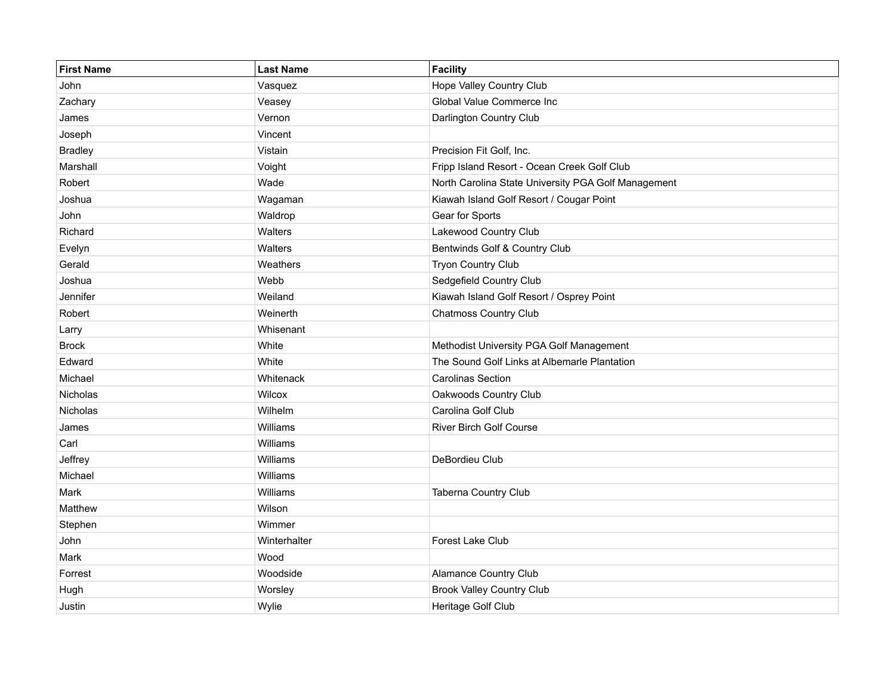| First Name | Last Name | Facility |
|---|---|---|
| John | Vasquez | Hope Valley Country Club |
| Zachary | Veasey | Global Value Commerce Inc |
| James | Vernon | Darlington Country Club |
| Joseph | Vincent | |
| Bradley | Vistain | Precision Fit Golf, Inc. |
| Marshall | Voight | Fripp Island Resort - Ocean Creek Golf Club |
| Robert | Wade | North Carolina State University PGA Golf Management |
| Joshua | Wagaman | Kiawah Island Golf Resort / Cougar Point |
| John | Waldrop | Gear for Sports |
| Richard | Walters | Lakewood Country Club |
| Evelyn | Walters | Bentwinds Golf & Country Club |
| Gerald | Weathers | Tryon Country Club |
| Joshua | Webb | Sedgefield Country Club |
| Jennifer | Weiland | Kiawah Island Golf Resort / Osprey Point |
| Robert | Weinerth | Chatmoss Country Club |
| Larry | Whisenant | |
| Brock | White | Methodist University PGA Golf Management |
| Edward | White | The Sound Golf Links at Albemarle Plantation |
| Michael | Whitenack | Carolinas Section |
| Nicholas | Wilcox | Oakwoods Country Club |
| Nicholas | Wilhelm | Carolina Golf Club |
| James | Williams | River Birch Golf Course |
| Carl | Williams | |
| Jeffrey | Williams | DeBordieu Club |
| Michael | Williams | |
| Mark | Williams | Taberna Country Club |
| Matthew | Wilson | |
| Stephen | Wimmer | |
| John | Winterhalter | Forest Lake Club |
| Mark | Wood | |
| Forrest | Woodside | Alamance Country Club |
| Hugh | Worsley | Brook Valley Country Club |
| Justin | Wylie | Heritage Golf Club |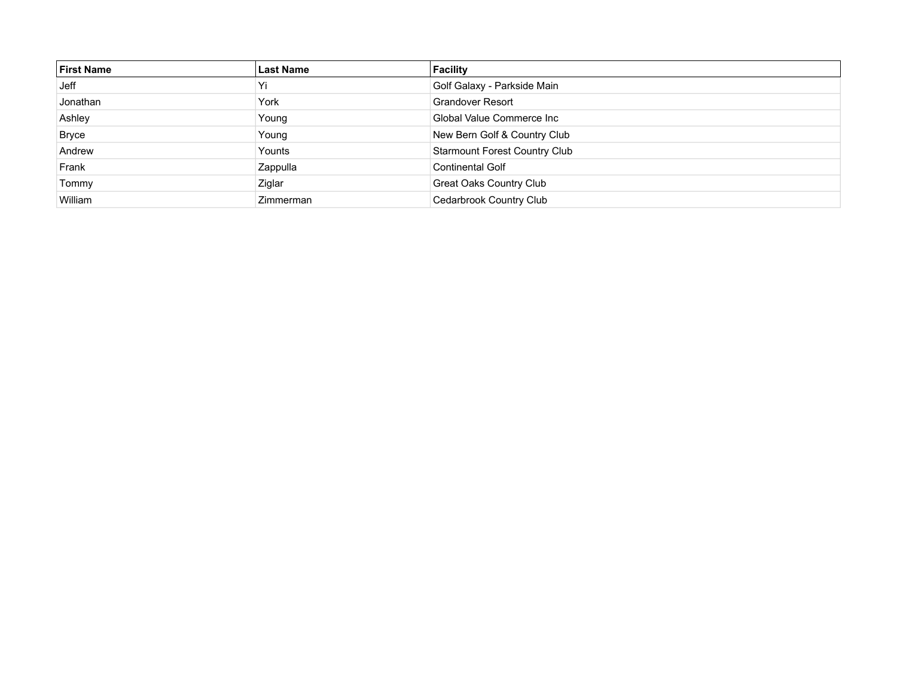| First Name | Last Name | Facility |
|---|---|---|
| Jeff | Yi | Golf Galaxy - Parkside Main |
| Jonathan | York | Grandover Resort |
| Ashley | Young | Global Value Commerce Inc |
| Bryce | Young | New Bern Golf & Country Club |
| Andrew | Younts | Starmount Forest Country Club |
| Frank | Zappulla | Continental Golf |
| Tommy | Ziglar | Great Oaks Country Club |
| William | Zimmerman | Cedarbrook Country Club |